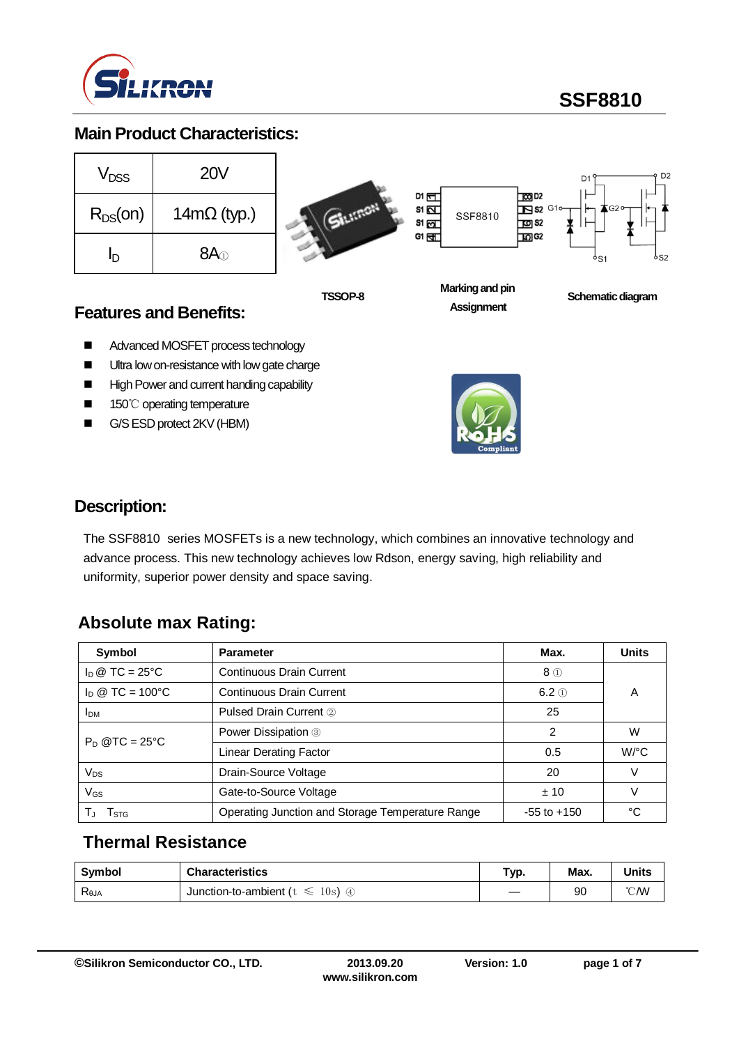# SSF8810

## Main Product Characteristics:

| | |
|---|---|
| $V_{DSS}$ | 20V |
| $R_{DS}(on)$ | 14mΩ (typ.) |
| $I_D$ | 8A① |

TSSOP-8

Marking and pin Assignment

Schematic diagram

## Features and Benefits:

- Advanced MOSFET process technology
- Ultra low on-resistance with low gate charge
- High Power and current handing capability
- 150℃ operating temperature
- G/S ESD protect 2KV (HBM)

## Description:

The SSF8810 series MOSFETs is a new technology, which combines an innovative technology and advance process. This new technology achieves low Rdson, energy saving, high reliability and uniformity, superior power density and space saving.

## Absolute max Rating:

| Symbol | Parameter | Max. | Units |
|---|---|---|---|
| $I_D$ @ TC = 25°C | Continuous Drain Current | 8 ① | A |
| $I_D$ @ TC = 100°C | Continuous Drain Current | 6.2 ① | |
| $I_{DM}$ | Pulsed Drain Current ② | 25 | |
| $P_D$ @TC = 25°C | Power Dissipation ③ | 2 | W |
| | Linear Derating Factor | 0.5 | W/°C |
| $V_{DS}$ | Drain-Source Voltage | 20 | V |
| $V_{GS}$ | Gate-to-Source Voltage | ± 10 | V |
| $T_J$ $T_{STG}$ | Operating Junction and Storage Temperature Range | -55 to +150 | °C |

## Thermal Resistance

| Symbol | Characteristics | Typ. | Max. | Units |
|---|---|---|---|---|
| $R_{\theta JA}$ | Junction-to-ambient (t ≤ 10s) ④ | — | 90 | ℃/W |

©Silikron Semiconductor CO., LTD. 2013.09.20 www.silikron.com Version: 1.0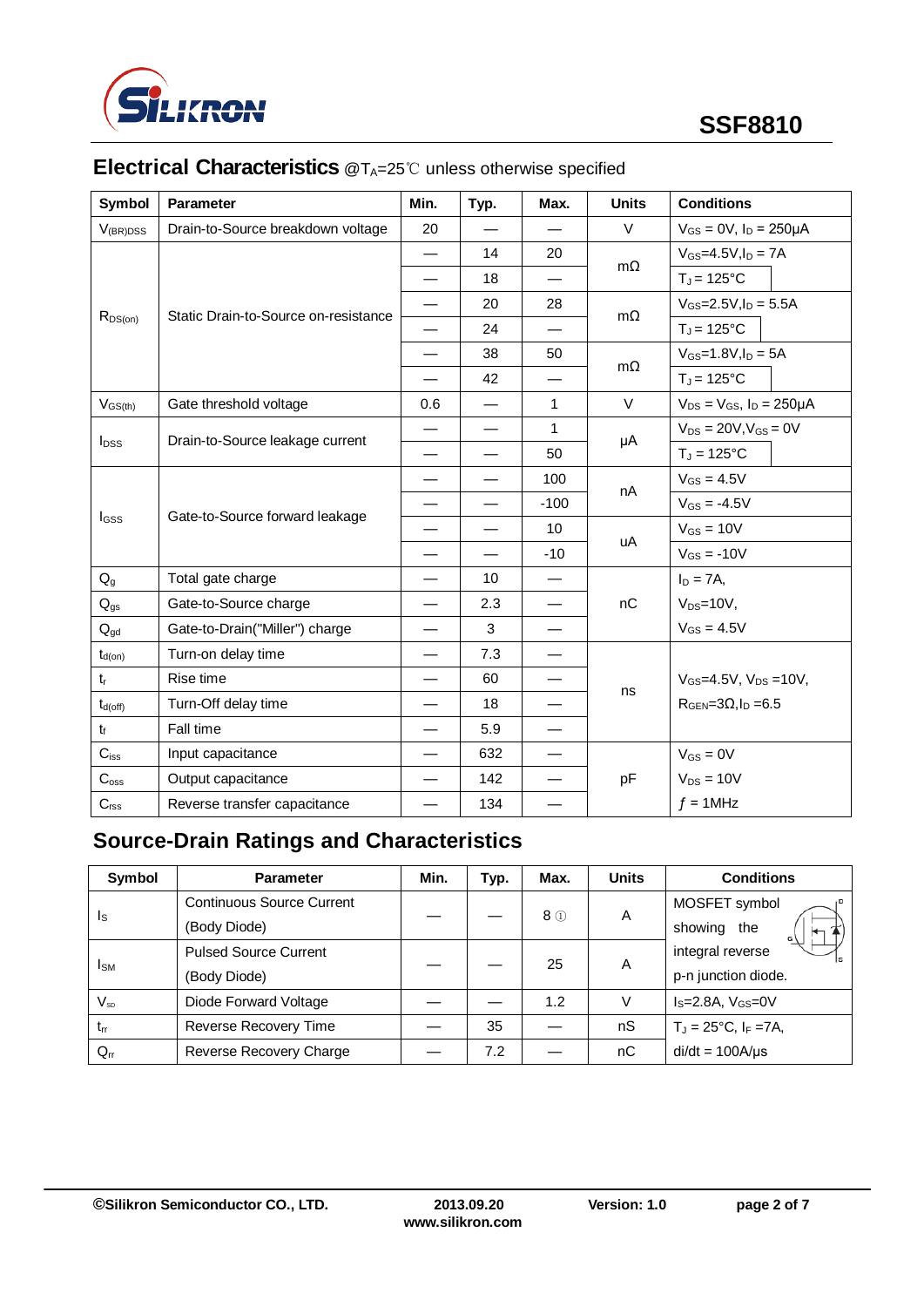## Electrical Characteristics @$T_A$=25℃ unless otherwise specified

| Symbol | Parameter | Min. | Typ. | Max. | Units | Conditions |
|---|---|---|---|---|---|---|
| $V_{(BR)DSS}$ | Drain-to-Source breakdown voltage | 20 | — | — | V | $V_{GS}$ = 0V, $I_D$ = 250μA |
| $R_{DS(on)}$ | Static Drain-to-Source on-resistance | — | 14 | 20 | mΩ | $V_{GS}$=4.5V,$I_D$ = 7A |
| | | — | 18 | — | | $T_J$ = 125°C |
| | | — | 20 | 28 | mΩ | $V_{GS}$=2.5V,$I_D$ = 5.5A |
| | | — | 24 | — | | $T_J$ = 125°C |
| | | — | 38 | 50 | mΩ | $V_{GS}$=1.8V,$I_D$ = 5A |
| | | — | 42 | — | | $T_J$ = 125°C |
| $V_{GS(th)}$ | Gate threshold voltage | 0.6 | — | 1 | V | $V_{DS}$ = $V_{GS}$, $I_D$ = 250μA |
| $I_{DSS}$ | Drain-to-Source leakage current | — | — | 1 | μA | $V_{DS}$ = 20V,$V_{GS}$ = 0V |
| | | — | — | 50 | | $T_J$ = 125°C |
| $I_{GSS}$ | Gate-to-Source forward leakage | — | — | 100 | nA | $V_{GS}$ = 4.5V |
| | | — | — | -100 | | $V_{GS}$ = -4.5V |
| | | — | — | 10 | uA | $V_{GS}$ = 10V |
| | | — | — | -10 | | $V_{GS}$ = -10V |
| $Q_g$ | Total gate charge | — | 10 | — | nC | $I_D$ = 7A, |
| $Q_{gs}$ | Gate-to-Source charge | — | 2.3 | — | | $V_{DS}$=10V, |
| $Q_{gd}$ | Gate-to-Drain("Miller") charge | — | 3 | — | | $V_{GS}$ = 4.5V |
| $t_{d(on)}$ | Turn-on delay time | — | 7.3 | — | ns | $V_{GS}$=4.5V, $V_{DS}$ =10V, |
| $t_r$ | Rise time | — | 60 | — | | $R_{GEN}$=3Ω,$I_D$ =6.5 |
| $t_{d(off)}$ | Turn-Off delay time | — | 18 | — | | |
| $t_f$ | Fall time | — | 5.9 | — | | |
| $C_{iss}$ | Input capacitance | — | 632 | — | pF | $V_{GS}$ = 0V |
| $C_{oss}$ | Output capacitance | — | 142 | — | | $V_{DS}$ = 10V |
| $C_{rss}$ | Reverse transfer capacitance | — | 134 | — | | $f$ = 1MHz |

## Source-Drain Ratings and Characteristics

| Symbol | Parameter | Min. | Typ. | Max. | Units | Conditions |
|---|---|---|---|---|---|---|
| $I_S$ | Continuous Source Current (Body Diode) | — | — | 8 ① | A | MOSFET symbol showing the integral reverse p-n junction diode. |
| $I_{SM}$ | Pulsed Source Current (Body Diode) | — | — | 25 | A | |
| $V_{SD}$ | Diode Forward Voltage | — | — | 1.2 | V | $I_S$=2.8A, $V_{GS}$=0V |
| $t_{rr}$ | Reverse Recovery Time | — | 35 | — | nS | $T_J$ = 25°C, $I_F$ =7A, |
| $Q_{rr}$ | Reverse Recovery Charge | — | 7.2 | — | nC | di/dt = 100A/μs |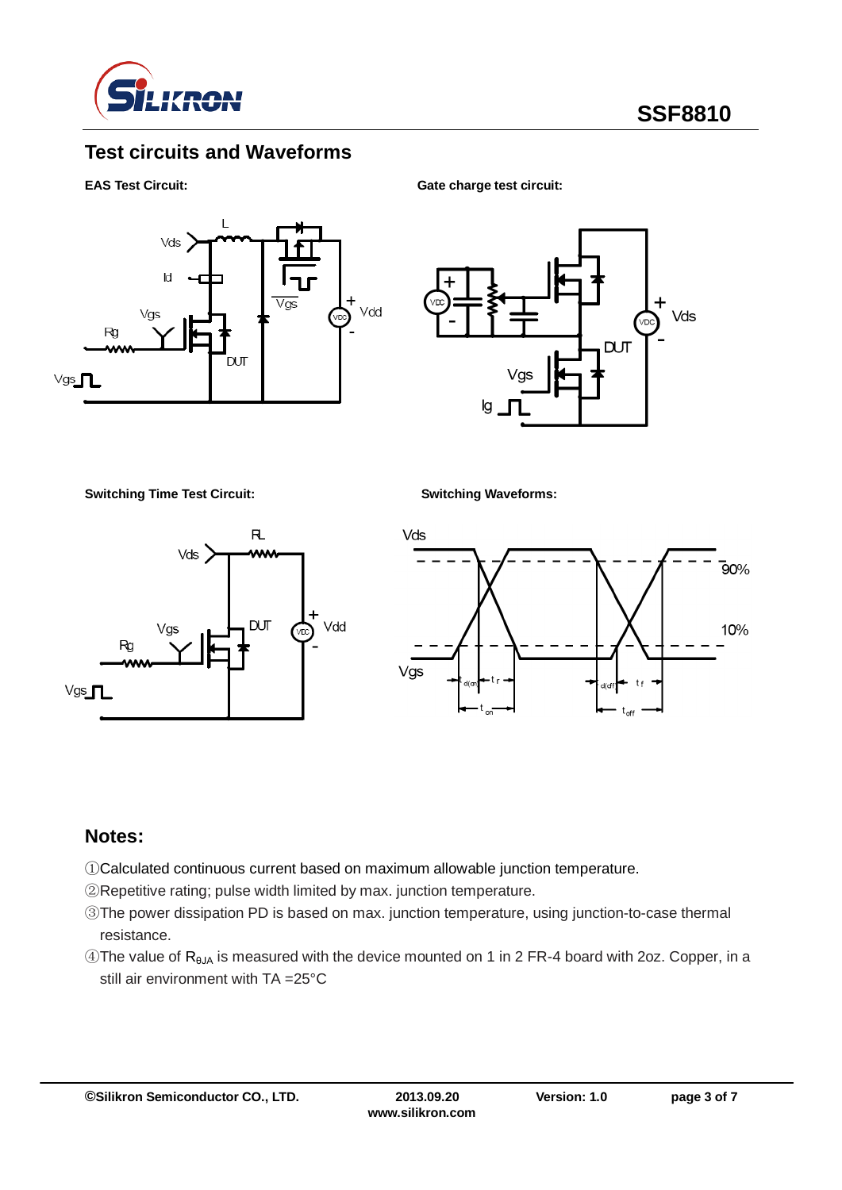## Test circuits and Waveforms

**EAS Test Circuit:**

**Gate charge test circuit:**

**Switching Time Test Circuit:**

**Switching Waveforms:**

## Notes:

①Calculated continuous current based on maximum allowable junction temperature.

②Repetitive rating; pulse width limited by max. junction temperature.

③The power dissipation PD is based on max. junction temperature, using junction-to-case thermal resistance.

④The value of $R_{\theta JA}$ is measured with the device mounted on 1 in 2 FR-4 board with 2oz. Copper, in a still air environment with TA =25°C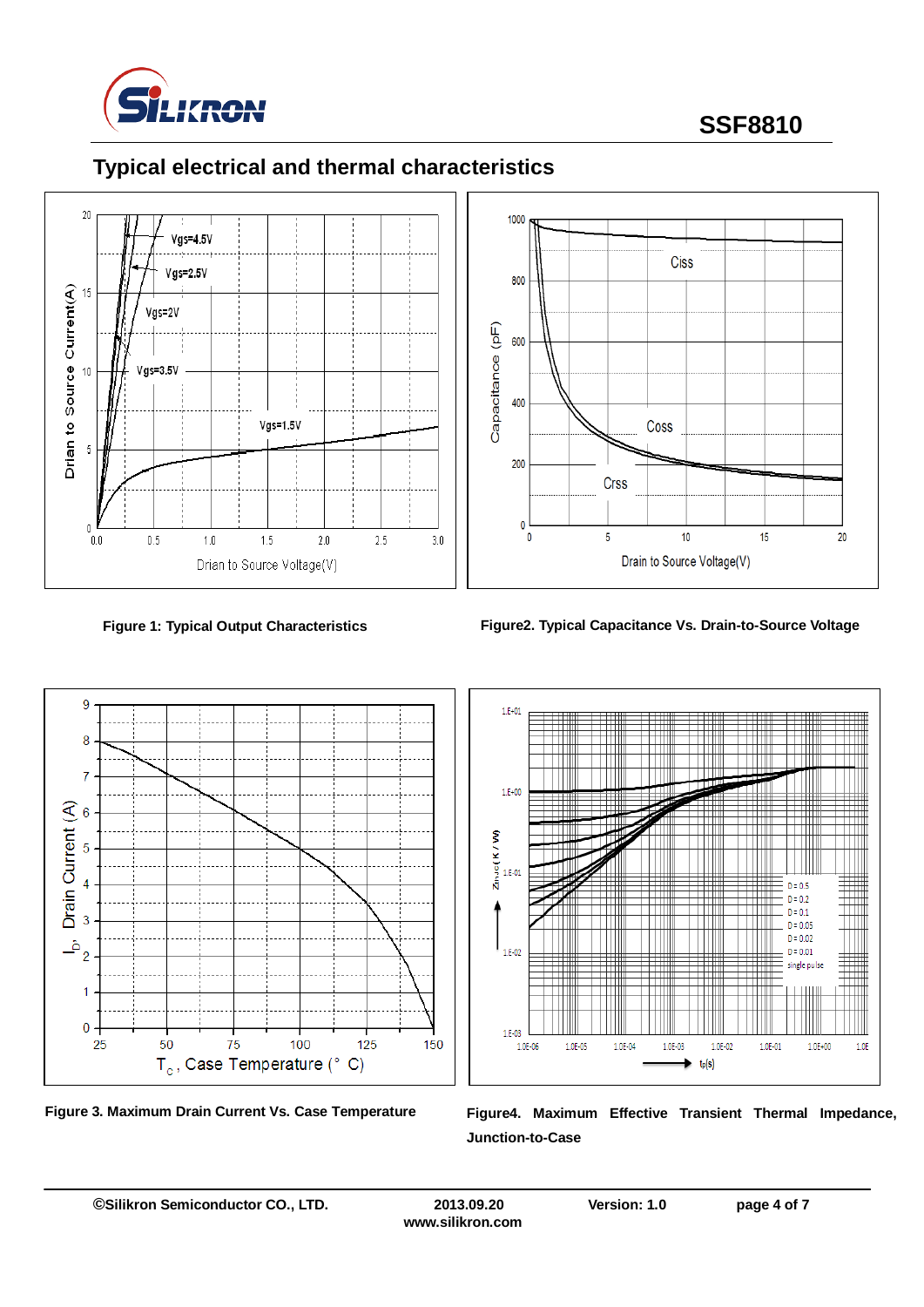## Typical electrical and thermal characteristics

**Figure 1: Typical Output Characteristics**

**Figure2. Typical Capacitance Vs. Drain-to-Source Voltage**

**Figure 3. Maximum Drain Current Vs. Case Temperature**

**Figure4. Maximum Effective Transient Thermal Impedance, Junction-to-Case**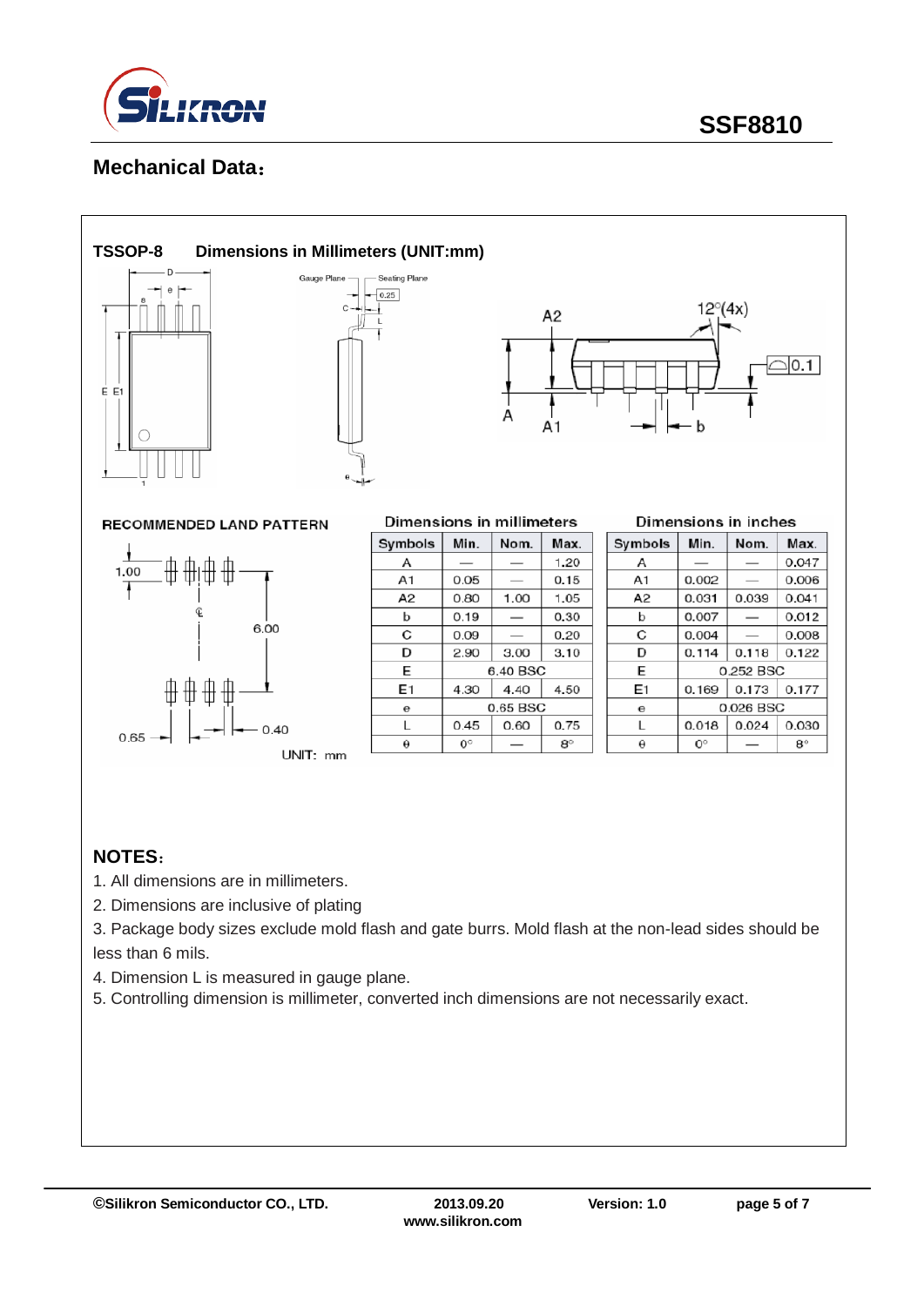## Mechanical Data：

**TSSOP-8 Dimensions in Millimeters (UNIT:mm)**

RECOMMENDED LAND PATTERN

UNIT: mm

| Symbols | Min. | Nom. | Max. |
|---|---|---|---|
| A | — | — | 1.20 |
| A1 | 0.05 | — | 0.15 |
| A2 | 0.80 | 1.00 | 1.05 |
| b | 0.19 | — | 0.30 |
| C | 0.09 | — | 0.20 |
| D | 2.90 | 3.00 | 3.10 |
| E | 6.40 BSC | | |
| E1 | 4.30 | 4.40 | 4.50 |
| e | 0.65 BSC | | |
| L | 0.45 | 0.60 | 0.75 |
| θ | 0° | — | 8° |

Dimensions in millimeters

| Symbols | Min. | Nom. | Max. |
|---|---|---|---|
| A | — | — | 0.047 |
| A1 | 0.002 | — | 0.006 |
| A2 | 0.031 | 0.039 | 0.041 |
| b | 0.007 | — | 0.012 |
| C | 0.004 | — | 0.008 |
| D | 0.114 | 0.118 | 0.122 |
| E | 0.252 BSC | | |
| E1 | 0.169 | 0.173 | 0.177 |
| e | 0.026 BSC | | |
| L | 0.018 | 0.024 | 0.030 |
| θ | 0° | — | 8° |

Dimensions in inches

### NOTES：

1. All dimensions are in millimeters.
2. Dimensions are inclusive of plating
3. Package body sizes exclude mold flash and gate burrs. Mold flash at the non-lead sides should be less than 6 mils.
4. Dimension L is measured in gauge plane.
5. Controlling dimension is millimeter, converted inch dimensions are not necessarily exact.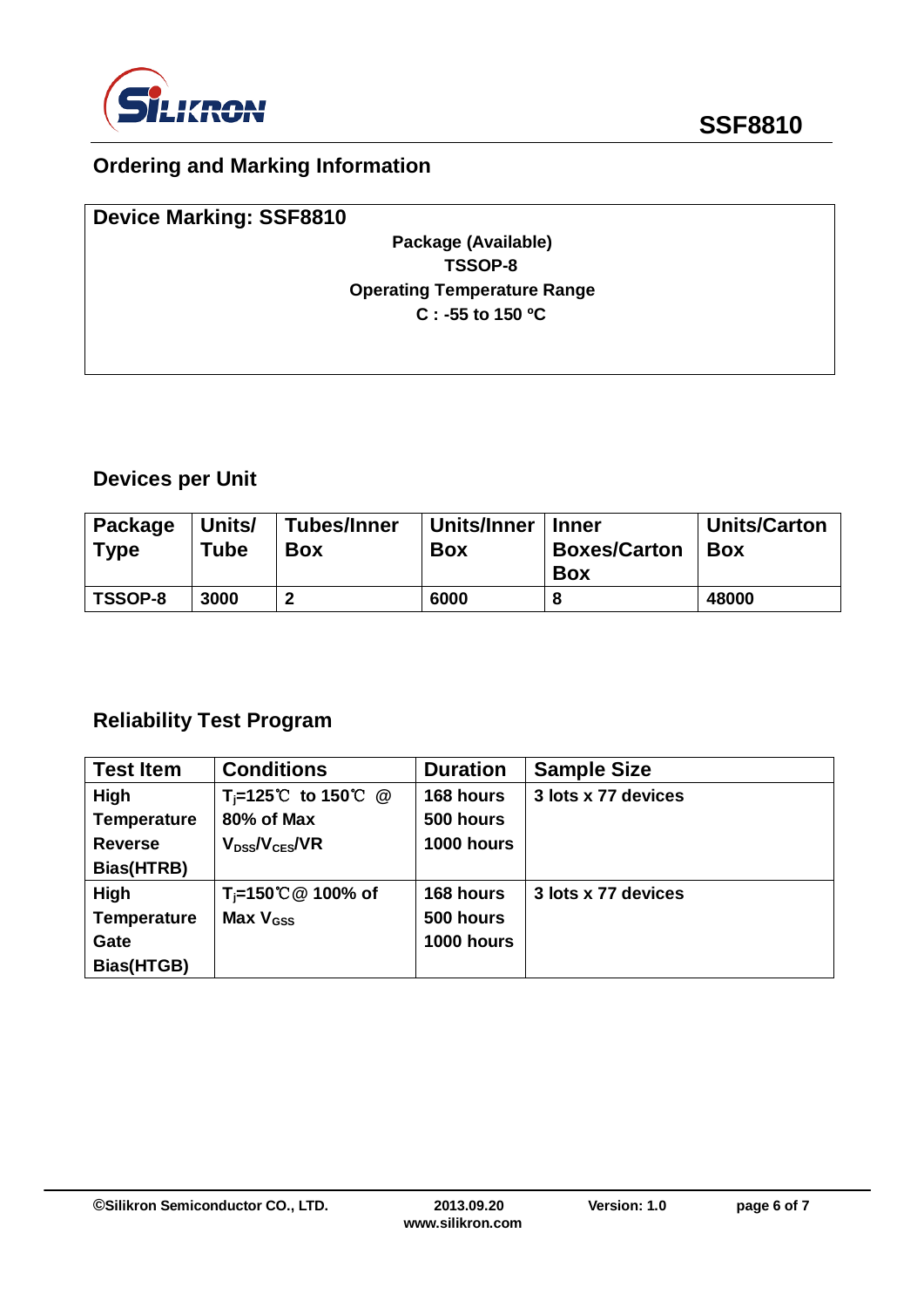## Ordering and Marking Information

**Device Marking: SSF8810**

**Package (Available)**
**TSSOP-8**
**Operating Temperature Range**
**C : -55 to 150 ºC**

## Devices per Unit

| Package Type | Units/ Tube | Tubes/Inner Box | Units/Inner Box | Inner Boxes/Carton Box | Units/Carton Box |
|---|---|---|---|---|---|
| TSSOP-8 | 3000 | 2 | 6000 | 8 | 48000 |

## Reliability Test Program

| Test Item | Conditions | Duration | Sample Size |
|---|---|---|---|
| High Temperature Reverse Bias(HTRB) | $T_j$=125℃ to 150℃ @ 80% of Max $V_{DSS}$/$V_{CES}$/VR | 168 hours<br>500 hours<br>1000 hours | 3 lots x 77 devices |
| High Temperature Gate Bias(HTGB) | $T_j$=150℃@ 100% of Max $V_{GSS}$ | 168 hours<br>500 hours<br>1000 hours | 3 lots x 77 devices |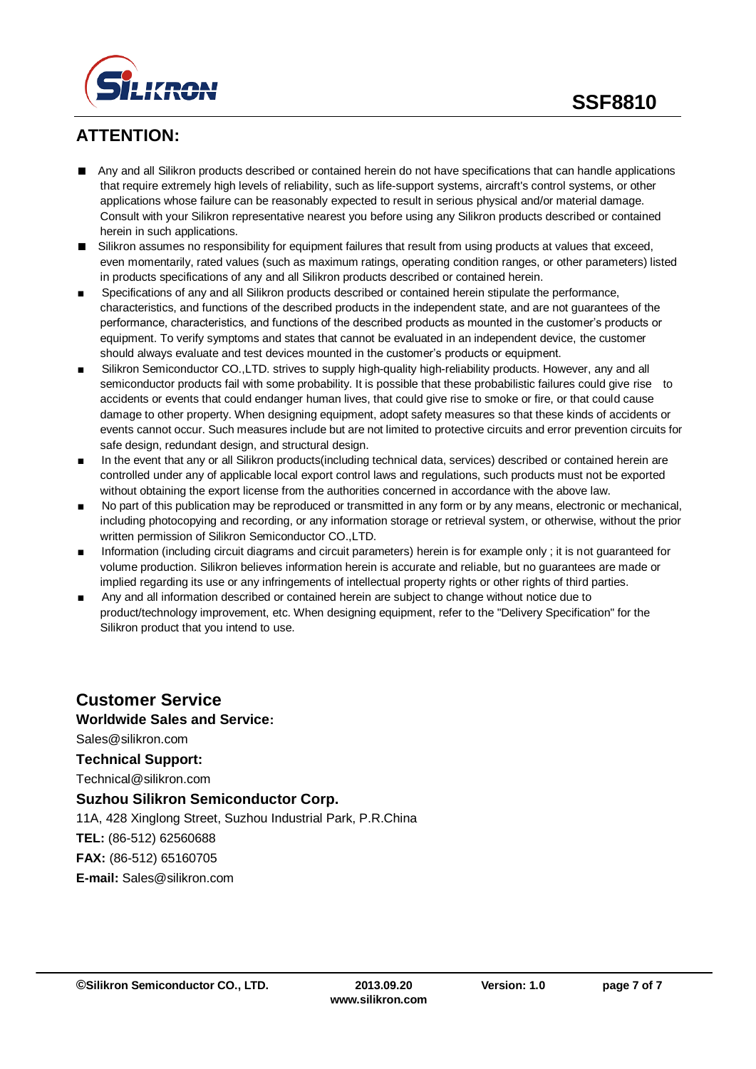## ATTENTION:

- Any and all Silikron products described or contained herein do not have specifications that can handle applications that require extremely high levels of reliability, such as life-support systems, aircraft's control systems, or other applications whose failure can be reasonably expected to result in serious physical and/or material damage. Consult with your Silikron representative nearest you before using any Silikron products described or contained herein in such applications.
- Silikron assumes no responsibility for equipment failures that result from using products at values that exceed, even momentarily, rated values (such as maximum ratings, operating condition ranges, or other parameters) listed in products specifications of any and all Silikron products described or contained herein.
- Specifications of any and all Silikron products described or contained herein stipulate the performance, characteristics, and functions of the described products in the independent state, and are not guarantees of the performance, characteristics, and functions of the described products as mounted in the customer's products or equipment. To verify symptoms and states that cannot be evaluated in an independent device, the customer should always evaluate and test devices mounted in the customer's products or equipment.
- Silikron Semiconductor CO.,LTD. strives to supply high-quality high-reliability products. However, any and all semiconductor products fail with some probability. It is possible that these probabilistic failures could give rise to accidents or events that could endanger human lives, that could give rise to smoke or fire, or that could cause damage to other property. When designing equipment, adopt safety measures so that these kinds of accidents or events cannot occur. Such measures include but are not limited to protective circuits and error prevention circuits for safe design, redundant design, and structural design.
- In the event that any or all Silikron products(including technical data, services) described or contained herein are controlled under any of applicable local export control laws and regulations, such products must not be exported without obtaining the export license from the authorities concerned in accordance with the above law.
- No part of this publication may be reproduced or transmitted in any form or by any means, electronic or mechanical, including photocopying and recording, or any information storage or retrieval system, or otherwise, without the prior written permission of Silikron Semiconductor CO.,LTD.
- Information (including circuit diagrams and circuit parameters) herein is for example only ; it is not guaranteed for volume production. Silikron believes information herein is accurate and reliable, but no guarantees are made or implied regarding its use or any infringements of intellectual property rights or other rights of third parties.
- Any and all information described or contained herein are subject to change without notice due to product/technology improvement, etc. When designing equipment, refer to the "Delivery Specification" for the Silikron product that you intend to use.

## Customer Service

**Worldwide Sales and Service:**

Sales@silikron.com

**Technical Support:**

Technical@silikron.com

### Suzhou Silikron Semiconductor Corp.

11A, 428 Xinglong Street, Suzhou Industrial Park, P.R.China

**TEL:** (86-512) 62560688

**FAX:** (86-512) 65160705

**E-mail:** Sales@silikron.com